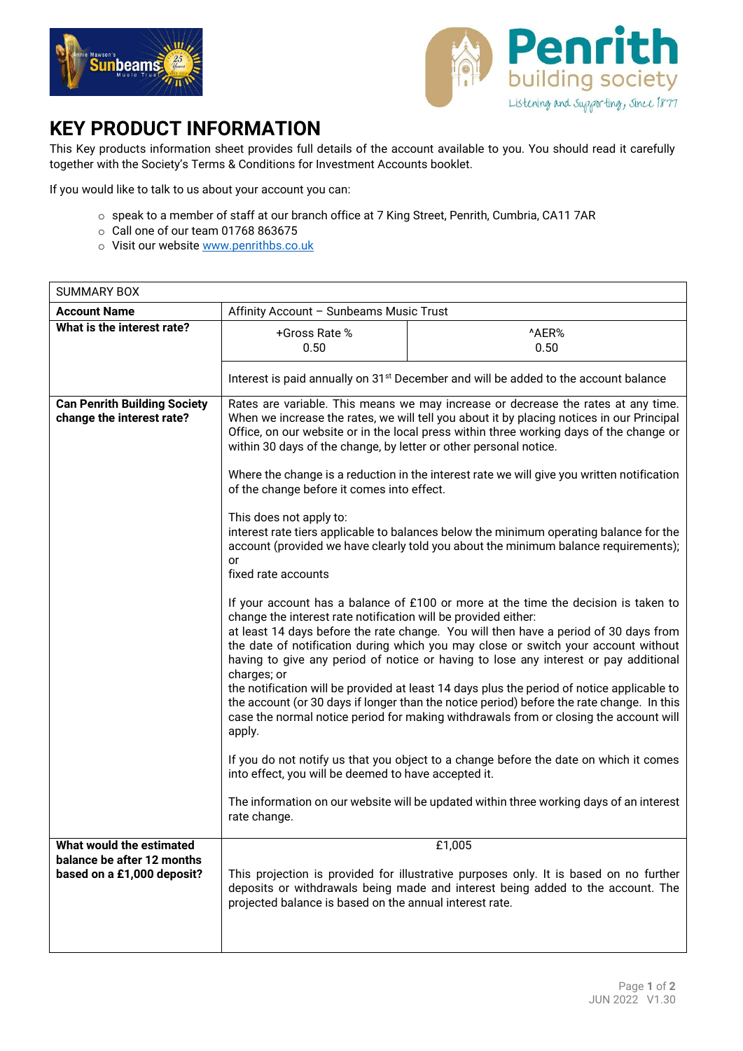# KEY PRODUCT INFORMATION

This Key products information sheet provides full details of the account available to you. You should read it carefully together with the Society's Terms & Conditions for Investment Accounts booklet.

If you would like to talk to us about your account you can:

- speak to a member of staff at our branch office at 7 King Street, Penrith, Cumbria, CA11 7AR
- Call one of our team 01768 863675
- Visit our website [www.penrithbs.co.uk](www.penrithbs.co.uk)

| SUMMARY BOX | | |
|---|---|---|
| **Account Name** | Affinity Account – Sunbeams Music Trust | |
| **What is the interest rate?** | +Gross Rate % 0.50 | ^AER% 0.50 |
| | Interest is paid annually on 31st December and will be added to the account balance | |
| **Can Penrith Building Society change the interest rate?** | Rates are variable. This means we may increase or decrease the rates at any time. When we increase the rates, we will tell you about it by placing notices in our Principal Office, on our website or in the local press within three working days of the change or within 30 days of the change, by letter or other personal notice.<br><br>Where the change is a reduction in the interest rate we will give you written notification of the change before it comes into effect.<br><br>This does not apply to:<br>interest rate tiers applicable to balances below the minimum operating balance for the account (provided we have clearly told you about the minimum balance requirements); or<br>fixed rate accounts<br><br>If your account has a balance of £100 or more at the time the decision is taken to change the interest rate notification will be provided either:<br>at least 14 days before the rate change. You will then have a period of 30 days from the date of notification during which you may close or switch your account without having to give any period of notice or having to lose any interest or pay additional charges; or<br>the notification will be provided at least 14 days plus the period of notice applicable to the account (or 30 days if longer than the notice period) before the rate change. In this case the normal notice period for making withdrawals from or closing the account will apply.<br><br>If you do not notify us that you object to a change before the date on which it comes into effect, you will be deemed to have accepted it.<br><br>The information on our website will be updated within three working days of an interest rate change. | |
| **What would the estimated balance be after 12 months based on a £1,000 deposit?** | £1,005<br><br>This projection is provided for illustrative purposes only. It is based on no further deposits or withdrawals being made and interest being added to the account. The projected balance is based on the annual interest rate. | |

JUN 2022 V1.30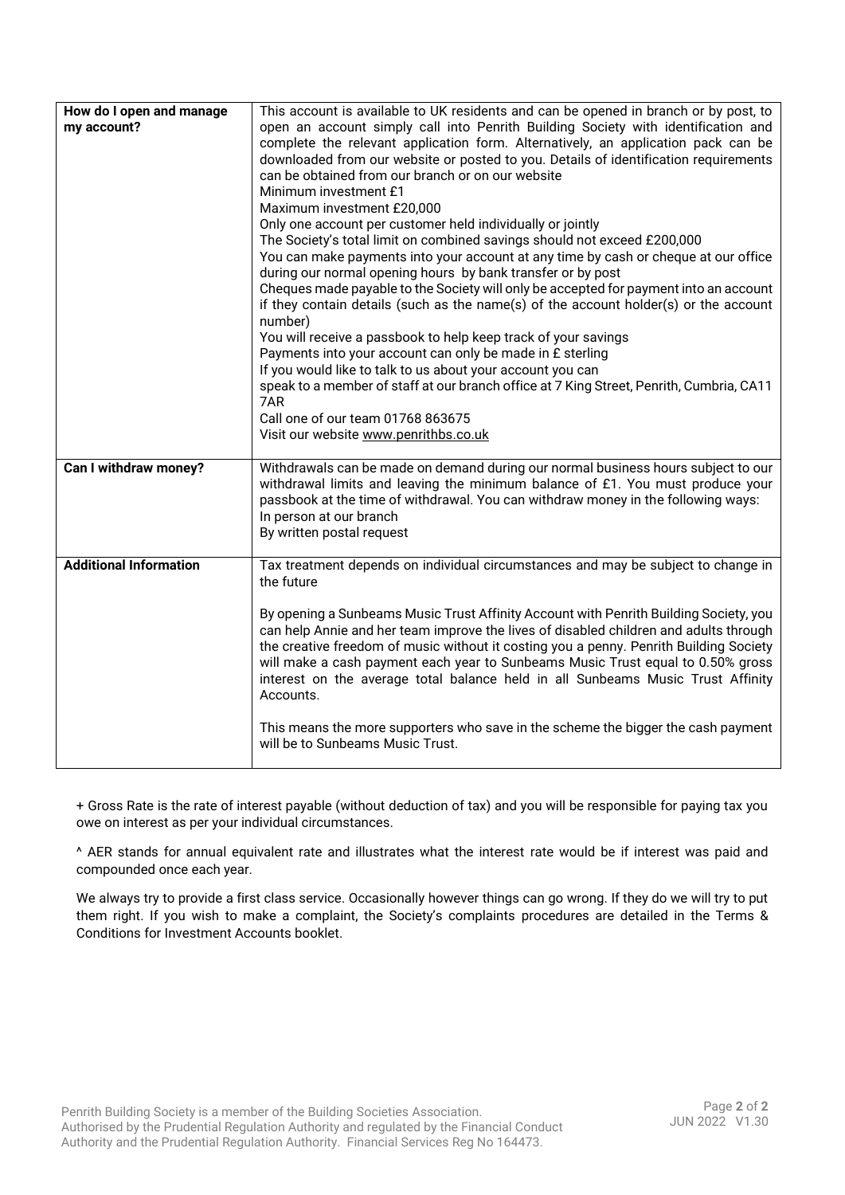| | |
|---|---|
| **How do I open and manage my account?** | This account is available to UK residents and can be opened in branch or by post, to open an account simply call into Penrith Building Society with identification and complete the relevant application form. Alternatively, an application pack can be downloaded from our website or posted to you. Details of identification requirements can be obtained from our branch or on our website<br>Minimum investment £1<br>Maximum investment £20,000<br>Only one account per customer held individually or jointly<br>The Society's total limit on combined savings should not exceed £200,000<br>You can make payments into your account at any time by cash or cheque at our office during our normal opening hours by bank transfer or by post<br>Cheques made payable to the Society will only be accepted for payment into an account if they contain details (such as the name(s) of the account holder(s) or the account number)<br>You will receive a passbook to help keep track of your savings<br>Payments into your account can only be made in £ sterling<br>If you would like to talk to us about your account you can<br>speak to a member of staff at our branch office at 7 King Street, Penrith, Cumbria, CA11 7AR<br>Call one of our team 01768 863675<br>Visit our website www.penrithbs.co.uk |
| **Can I withdraw money?** | Withdrawals can be made on demand during our normal business hours subject to our withdrawal limits and leaving the minimum balance of £1. You must produce your passbook at the time of withdrawal. You can withdraw money in the following ways:<br>In person at our branch<br>By written postal request |
| **Additional Information** | Tax treatment depends on individual circumstances and may be subject to change in the future<br><br>By opening a Sunbeams Music Trust Affinity Account with Penrith Building Society, you can help Annie and her team improve the lives of disabled children and adults through the creative freedom of music without it costing you a penny. Penrith Building Society will make a cash payment each year to Sunbeams Music Trust equal to 0.50% gross interest on the average total balance held in all Sunbeams Music Trust Affinity Accounts.<br><br>This means the more supporters who save in the scheme the bigger the cash payment will be to Sunbeams Music Trust. |

+ Gross Rate is the rate of interest payable (without deduction of tax) and you will be responsible for paying tax you owe on interest as per your individual circumstances.

^ AER stands for annual equivalent rate and illustrates what the interest rate would be if interest was paid and compounded once each year.

We always try to provide a first class service. Occasionally however things can go wrong. If they do we will try to put them right. If you wish to make a complaint, the Society's complaints procedures are detailed in the Terms & Conditions for Investment Accounts booklet.

Penrith Building Society is a member of the Building Societies Association. Authorised by the Prudential Regulation Authority and regulated by the Financial Conduct Authority and the Prudential Regulation Authority. Financial Services Reg No 164473.

JUN 2022 V1.30